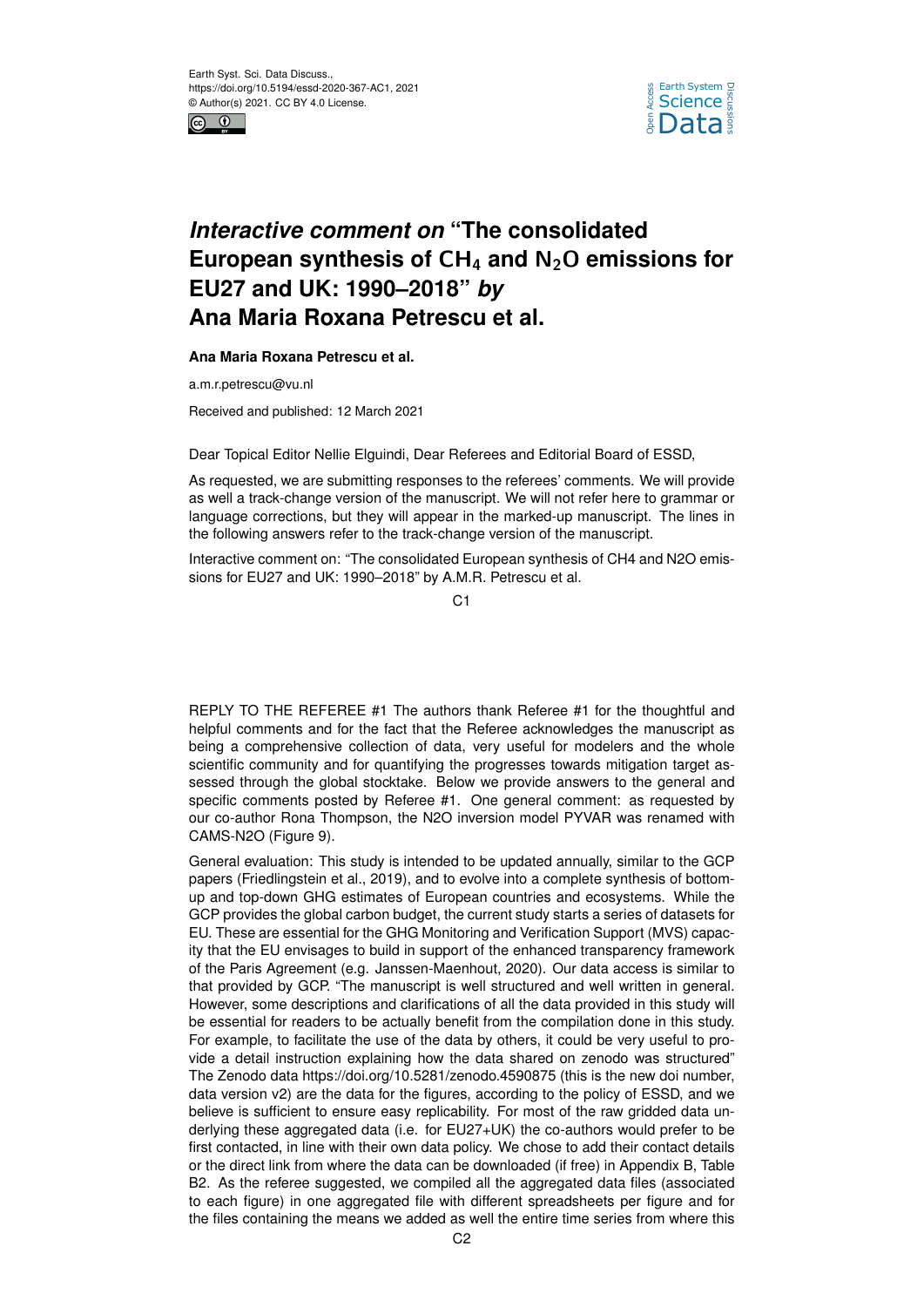Earth Syst. Sci. Data Discuss.,
https://doi.org/10.5194/essd-2020-367-AC1, 2021
© Author(s) 2021. CC BY 4.0 License.

# *Interactive comment on* "The consolidated European synthesis of $CH_4$ and $N_2O$ emissions for EU27 and UK: 1990–2018" *by* Ana Maria Roxana Petrescu et al.

**Ana Maria Roxana Petrescu et al.**

a.m.r.petrescu@vu.nl

Received and published: 12 March 2021

Dear Topical Editor Nellie Elguindi, Dear Referees and Editorial Board of ESSD,

As requested, we are submitting responses to the referees' comments. We will provide as well a track-change version of the manuscript. We will not refer here to grammar or language corrections, but they will appear in the marked-up manuscript. The lines in the following answers refer to the track-change version of the manuscript.

Interactive comment on: "The consolidated European synthesis of CH4 and N2O emissions for EU27 and UK: 1990–2018" by A.M.R. Petrescu et al.

REPLY TO THE REFEREE #1 The authors thank Referee #1 for the thoughtful and helpful comments and for the fact that the Referee acknowledges the manuscript as being a comprehensive collection of data, very useful for modelers and the whole scientific community and for quantifying the progresses towards mitigation target assessed through the global stocktake. Below we provide answers to the general and specific comments posted by Referee #1. One general comment: as requested by our co-author Rona Thompson, the N2O inversion model PYVAR was renamed with CAMS-N2O (Figure 9).

General evaluation: This study is intended to be updated annually, similar to the GCP papers (Friedlingstein et al., 2019), and to evolve into a complete synthesis of bottom-up and top-down GHG estimates of European countries and ecosystems. While the GCP provides the global carbon budget, the current study starts a series of datasets for EU. These are essential for the GHG Monitoring and Verification Support (MVS) capacity that the EU envisages to build in support of the enhanced transparency framework of the Paris Agreement (e.g. Janssen-Maenhout, 2020). Our data access is similar to that provided by GCP. "The manuscript is well structured and well written in general. However, some descriptions and clarifications of all the data provided in this study will be essential for readers to be actually benefit from the compilation done in this study. For example, to facilitate the use of the data by others, it could be very useful to provide a detail instruction explaining how the data shared on zenodo was structured" The Zenodo data https://doi.org/10.5281/zenodo.4590875 (this is the new doi number, data version v2) are the data for the figures, according to the policy of ESSD, and we believe is sufficient to ensure easy replicability. For most of the raw gridded data underlying these aggregated data (i.e. for EU27+UK) the co-authors would prefer to be first contacted, in line with their own data policy. We chose to add their contact details or the direct link from where the data can be downloaded (if free) in Appendix B, Table B2. As the referee suggested, we compiled all the aggregated data files (associated to each figure) in one aggregated file with different spreadsheets per figure and for the files containing the means we added as well the entire time series from where this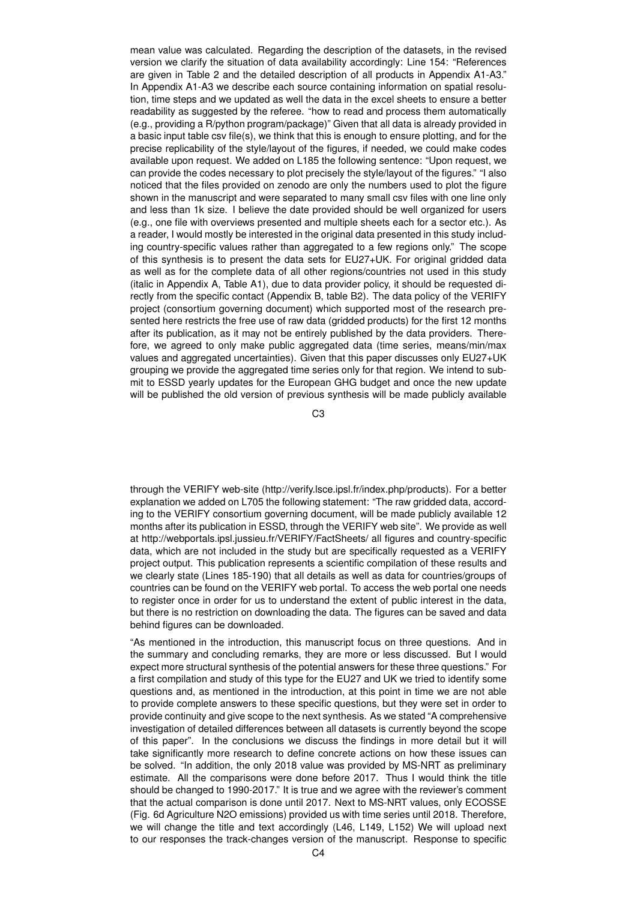mean value was calculated. Regarding the description of the datasets, in the revised version we clarify the situation of data availability accordingly: Line 154: "References are given in Table 2 and the detailed description of all products in Appendix A1-A3." In Appendix A1-A3 we describe each source containing information on spatial resolution, time steps and we updated as well the data in the excel sheets to ensure a better readability as suggested by the referee. "how to read and process them automatically (e.g., providing a R/python program/package)" Given that all data is already provided in a basic input table csv file(s), we think that this is enough to ensure plotting, and for the precise replicability of the style/layout of the figures, if needed, we could make codes available upon request. We added on L185 the following sentence: "Upon request, we can provide the codes necessary to plot precisely the style/layout of the figures." "I also noticed that the files provided on zenodo are only the numbers used to plot the figure shown in the manuscript and were separated to many small csv files with one line only and less than 1k size. I believe the date provided should be well organized for users (e.g., one file with overviews presented and multiple sheets each for a sector etc.). As a reader, I would mostly be interested in the original data presented in this study including country-specific values rather than aggregated to a few regions only." The scope of this synthesis is to present the data sets for EU27+UK. For original gridded data as well as for the complete data of all other regions/countries not used in this study (italic in Appendix A, Table A1), due to data provider policy, it should be requested directly from the specific contact (Appendix B, table B2). The data policy of the VERIFY project (consortium governing document) which supported most of the research presented here restricts the free use of raw data (gridded products) for the first 12 months after its publication, as it may not be entirely published by the data providers. Therefore, we agreed to only make public aggregated data (time series, means/min/max values and aggregated uncertainties). Given that this paper discusses only EU27+UK grouping we provide the aggregated time series only for that region. We intend to submit to ESSD yearly updates for the European GHG budget and once the new update will be published the old version of previous synthesis will be made publicly available through the VERIFY web-site (http://verify.lsce.ipsl.fr/index.php/products). For a better explanation we added on L705 the following statement: "The raw gridded data, according to the VERIFY consortium governing document, will be made publicly available 12 months after its publication in ESSD, through the VERIFY web site". We provide as well at http://webportals.ipsl.jussieu.fr/VERIFY/FactSheets/ all figures and country-specific data, which are not included in the study but are specifically requested as a VERIFY project output. This publication represents a scientific compilation of these results and we clearly state (Lines 185-190) that all details as well as data for countries/groups of countries can be found on the VERIFY web portal. To access the web portal one needs to register once in order for us to understand the extent of public interest in the data, but there is no restriction on downloading the data. The figures can be saved and data behind figures can be downloaded.

"As mentioned in the introduction, this manuscript focus on three questions. And in the summary and concluding remarks, they are more or less discussed. But I would expect more structural synthesis of the potential answers for these three questions." For a first compilation and study of this type for the EU27 and UK we tried to identify some questions and, as mentioned in the introduction, at this point in time we are not able to provide complete answers to these specific questions, but they were set in order to provide continuity and give scope to the next synthesis. As we stated "A comprehensive investigation of detailed differences between all datasets is currently beyond the scope of this paper". In the conclusions we discuss the findings in more detail but it will take significantly more research to define concrete actions on how these issues can be solved. "In addition, the only 2018 value was provided by MS-NRT as preliminary estimate. All the comparisons were done before 2017. Thus I would think the title should be changed to 1990-2017." It is true and we agree with the reviewer's comment that the actual comparison is done until 2017. Next to MS-NRT values, only ECOSSE (Fig. 6d Agriculture N2O emissions) provided us with time series until 2018. Therefore, we will change the title and text accordingly (L46, L149, L152) We will upload next to our responses the track-changes version of the manuscript. Response to specific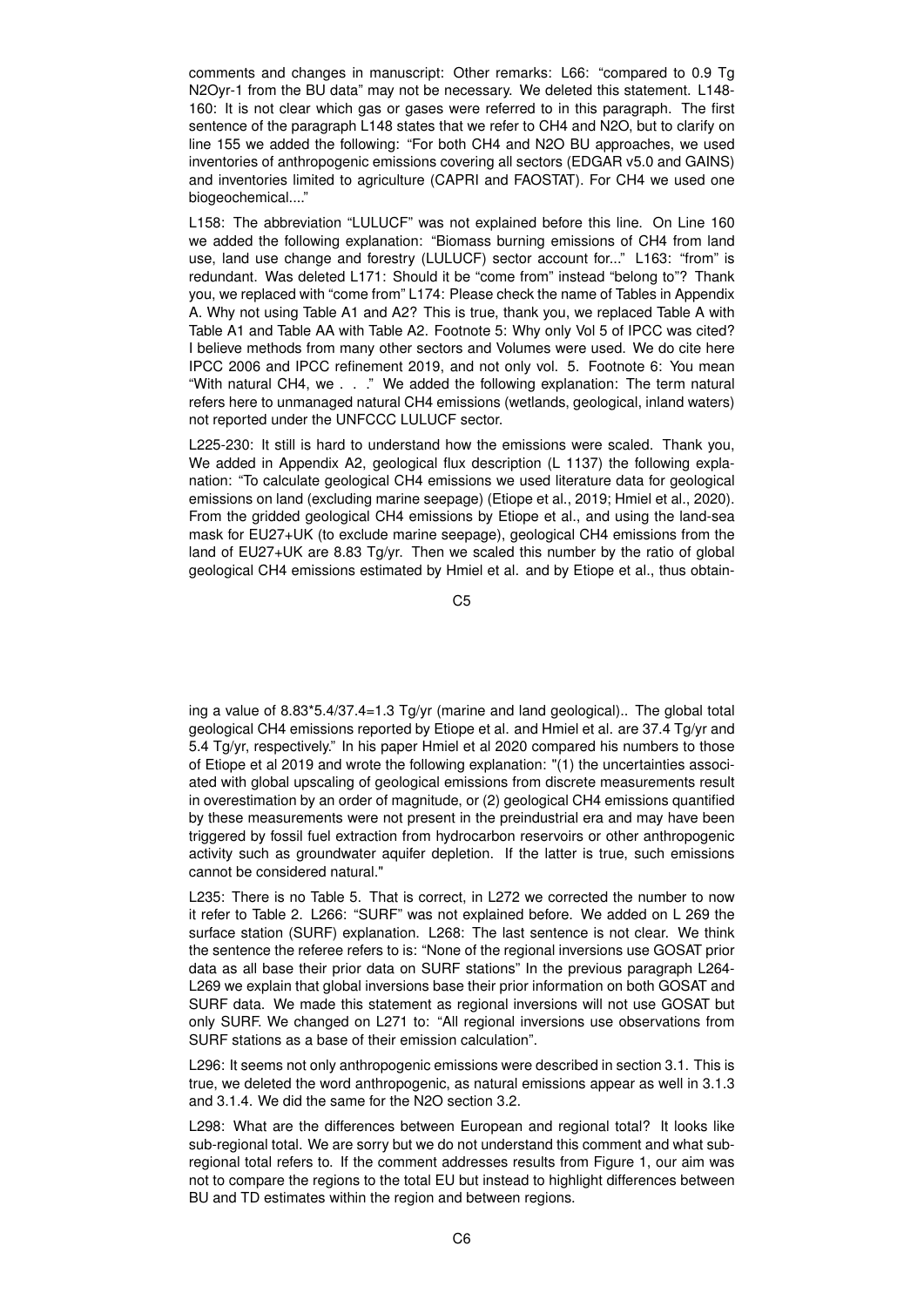comments and changes in manuscript: Other remarks: L66: "compared to 0.9 Tg $N_2O$yr-1 from the BU data" may not be necessary. We deleted this statement. L148-160: It is not clear which gas or gases were referred to in this paragraph. The first sentence of the paragraph L148 states that we refer to $CH_4$ and $N_2O$, but to clarify on line 155 we added the following: "For both $CH_4$ and $N_2O$ BU approaches, we used inventories of anthropogenic emissions covering all sectors (EDGAR v5.0 and GAINS) and inventories limited to agriculture (CAPRI and FAOSTAT). For $CH_4$ we used one biogeochemical...."

L158: The abbreviation "LULUCF" was not explained before this line. On Line 160 we added the following explanation: "Biomass burning emissions of $CH_4$ from land use, land use change and forestry (LULUCF) sector account for..." L163: "from" is redundant. Was deleted L171: Should it be "come from" instead "belong to"? Thank you, we replaced with "come from" L174: Please check the name of Tables in Appendix A. Why not using Table A1 and A2? This is true, thank you, we replaced Table A with Table A1 and Table AA with Table A2. Footnote 5: Why only Vol 5 of IPCC was cited? I believe methods from many other sectors and Volumes were used. We do cite here IPCC 2006 and IPCC refinement 2019, and not only vol. 5. Footnote 6: You mean "With natural $CH_4$, we . . ." We added the following explanation: The term natural refers here to unmanaged natural $CH_4$ emissions (wetlands, geological, inland waters) not reported under the UNFCCC LULUCF sector.

L225-230: It still is hard to understand how the emissions were scaled. Thank you, We added in Appendix A2, geological flux description (L 1137) the following explanation: "To calculate geological $CH_4$ emissions we used literature data for geological emissions on land (excluding marine seepage) (Etiope et al., 2019; Hmiel et al., 2020). From the gridded geological $CH_4$ emissions by Etiope et al., and using the land-sea mask for EU27+UK (to exclude marine seepage), geological $CH_4$ emissions from the land of EU27+UK are 8.83 Tg/yr. Then we scaled this number by the ratio of global geological $CH_4$ emissions estimated by Hmiel et al. and by Etiope et al., thus obtaining a value of 8.83*5.4/37.4=1.3 Tg/yr (marine and land geological).. The global total geological $CH_4$ emissions reported by Etiope et al. and Hmiel et al. are 37.4 Tg/yr and 5.4 Tg/yr, respectively." In his paper Hmiel et al 2020 compared his numbers to those of Etiope et al 2019 and wrote the following explanation: "(1) the uncertainties associated with global upscaling of geological emissions from discrete measurements result in overestimation by an order of magnitude, or (2) geological $CH_4$ emissions quantified by these measurements were not present in the preindustrial era and may have been triggered by fossil fuel extraction from hydrocarbon reservoirs or other anthropogenic activity such as groundwater aquifer depletion. If the latter is true, such emissions cannot be considered natural."

L235: There is no Table 5. That is correct, in L272 we corrected the number to now it refer to Table 2. L266: "SURF" was not explained before. We added on L 269 the surface station (SURF) explanation. L268: The last sentence is not clear. We think the sentence the referee refers to is: "None of the regional inversions use GOSAT prior data as all base their prior data on SURF stations" In the previous paragraph L264-L269 we explain that global inversions base their prior information on both GOSAT and SURF data. We made this statement as regional inversions will not use GOSAT but only SURF. We changed on L271 to: "All regional inversions use observations from SURF stations as a base of their emission calculation".

L296: It seems not only anthropogenic emissions were described in section 3.1. This is true, we deleted the word anthropogenic, as natural emissions appear as well in 3.1.3 and 3.1.4. We did the same for the $N_2O$ section 3.2.

L298: What are the differences between European and regional total? It looks like sub-regional total. We are sorry but we do not understand this comment and what sub-regional total refers to. If the comment addresses results from Figure 1, our aim was not to compare the regions to the total EU but instead to highlight differences between BU and TD estimates within the region and between regions.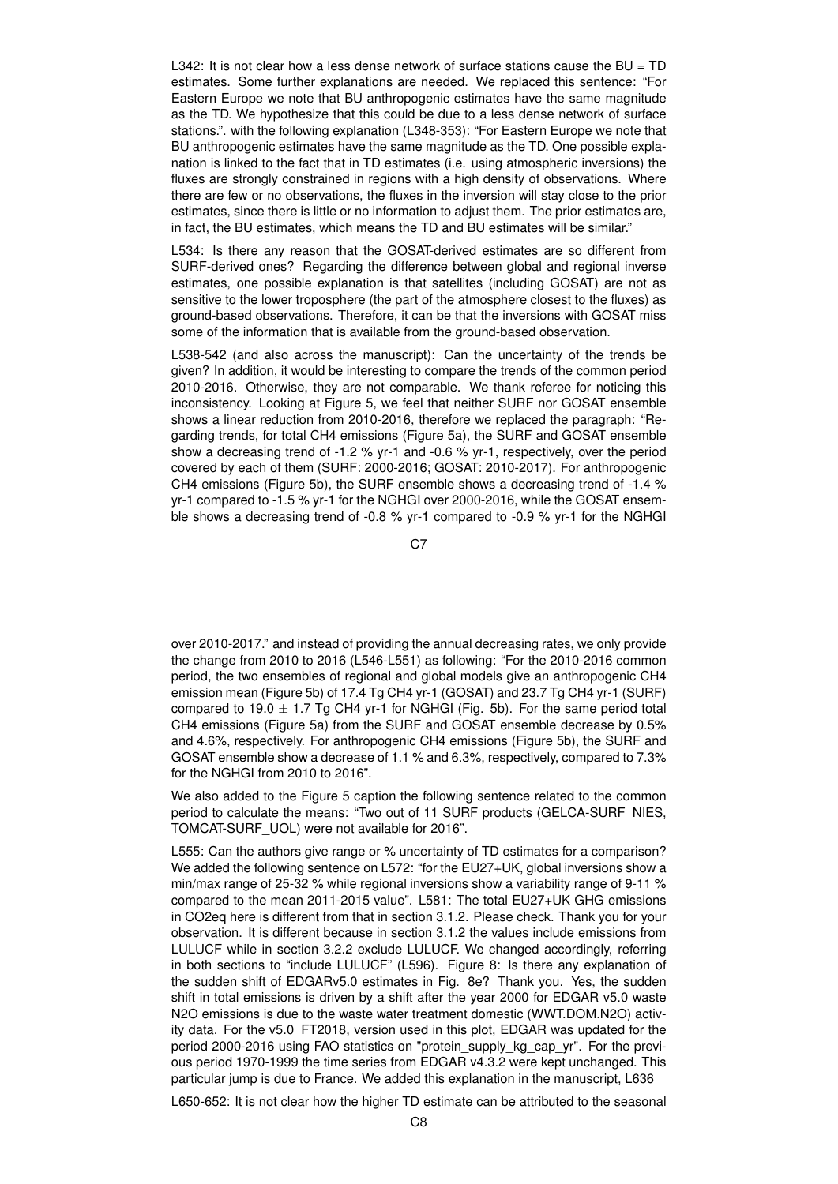L342: It is not clear how a less dense network of surface stations cause the BU = TD estimates. Some further explanations are needed. We replaced this sentence: "For Eastern Europe we note that BU anthropogenic estimates have the same magnitude as the TD. We hypothesize that this could be due to a less dense network of surface stations.". with the following explanation (L348-353): "For Eastern Europe we note that BU anthropogenic estimates have the same magnitude as the TD. One possible explanation is linked to the fact that in TD estimates (i.e. using atmospheric inversions) the fluxes are strongly constrained in regions with a high density of observations. Where there are few or no observations, the fluxes in the inversion will stay close to the prior estimates, since there is little or no information to adjust them. The prior estimates are, in fact, the BU estimates, which means the TD and BU estimates will be similar."

L534: Is there any reason that the GOSAT-derived estimates are so different from SURF-derived ones? Regarding the difference between global and regional inverse estimates, one possible explanation is that satellites (including GOSAT) are not as sensitive to the lower troposphere (the part of the atmosphere closest to the fluxes) as ground-based observations. Therefore, it can be that the inversions with GOSAT miss some of the information that is available from the ground-based observation.

L538-542 (and also across the manuscript): Can the uncertainty of the trends be given? In addition, it would be interesting to compare the trends of the common period 2010-2016. Otherwise, they are not comparable. We thank referee for noticing this inconsistency. Looking at Figure 5, we feel that neither SURF nor GOSAT ensemble shows a linear reduction from 2010-2016, therefore we replaced the paragraph: "Regarding trends, for total $CH_4$ emissions (Figure 5a), the SURF and GOSAT ensemble show a decreasing trend of -1.2 % yr-1 and -0.6 % yr-1, respectively, over the period covered by each of them (SURF: 2000-2016; GOSAT: 2010-2017). For anthropogenic $CH_4$ emissions (Figure 5b), the SURF ensemble shows a decreasing trend of -1.4 % yr-1 compared to -1.5 % yr-1 for the NGHGI over 2000-2016, while the GOSAT ensemble shows a decreasing trend of -0.8 % yr-1 compared to -0.9 % yr-1 for the NGHGI over 2010-2017." and instead of providing the annual decreasing rates, we only provide the change from 2010 to 2016 (L546-L551) as following: "For the 2010-2016 common period, the two ensembles of regional and global models give an anthropogenic $CH_4$ emission mean (Figure 5b) of 17.4 Tg $CH_4$ yr-1 (GOSAT) and 23.7 Tg $CH_4$ yr-1 (SURF) compared to 19.0 $\pm$ 1.7 Tg $CH_4$ yr-1 for NGHGI (Fig. 5b). For the same period total $CH_4$ emissions (Figure 5a) from the SURF and GOSAT ensemble decrease by 0.5% and 4.6%, respectively. For anthropogenic $CH_4$ emissions (Figure 5b), the SURF and GOSAT ensemble show a decrease of 1.1 % and 6.3%, respectively, compared to 7.3% for the NGHGI from 2010 to 2016".

We also added to the Figure 5 caption the following sentence related to the common period to calculate the means: "Two out of 11 SURF products (GELCA-SURF_NIES, TOMCAT-SURF_UOL) were not available for 2016".

L555: Can the authors give range or % uncertainty of TD estimates for a comparison? We added the following sentence on L572: "for the EU27+UK, global inversions show a min/max range of 25-32 % while regional inversions show a variability range of 9-11 % compared to the mean 2011-2015 value". L581: The total EU27+UK GHG emissions in CO2eq here is different from that in section 3.1.2. Please check. Thank you for your observation. It is different because in section 3.1.2 the values include emissions from LULUCF while in section 3.2.2 exclude LULUCF. We changed accordingly, referring in both sections to "include LULUCF" (L596). Figure 8: Is there any explanation of the sudden shift of EDGARv5.0 estimates in Fig. 8e? Thank you. Yes, the sudden shift in total emissions is driven by a shift after the year 2000 for EDGAR v5.0 waste $N_2O$ emissions is due to the waste water treatment domestic (WWT.DOM.N2O) activity data. For the v5.0_FT2018, version used in this plot, EDGAR was updated for the period 2000-2016 using FAO statistics on "protein_supply_kg_cap_yr". For the previous period 1970-1999 the time series from EDGAR v4.3.2 were kept unchanged. This particular jump is due to France. We added this explanation in the manuscript, L636

L650-652: It is not clear how the higher TD estimate can be attributed to the seasonal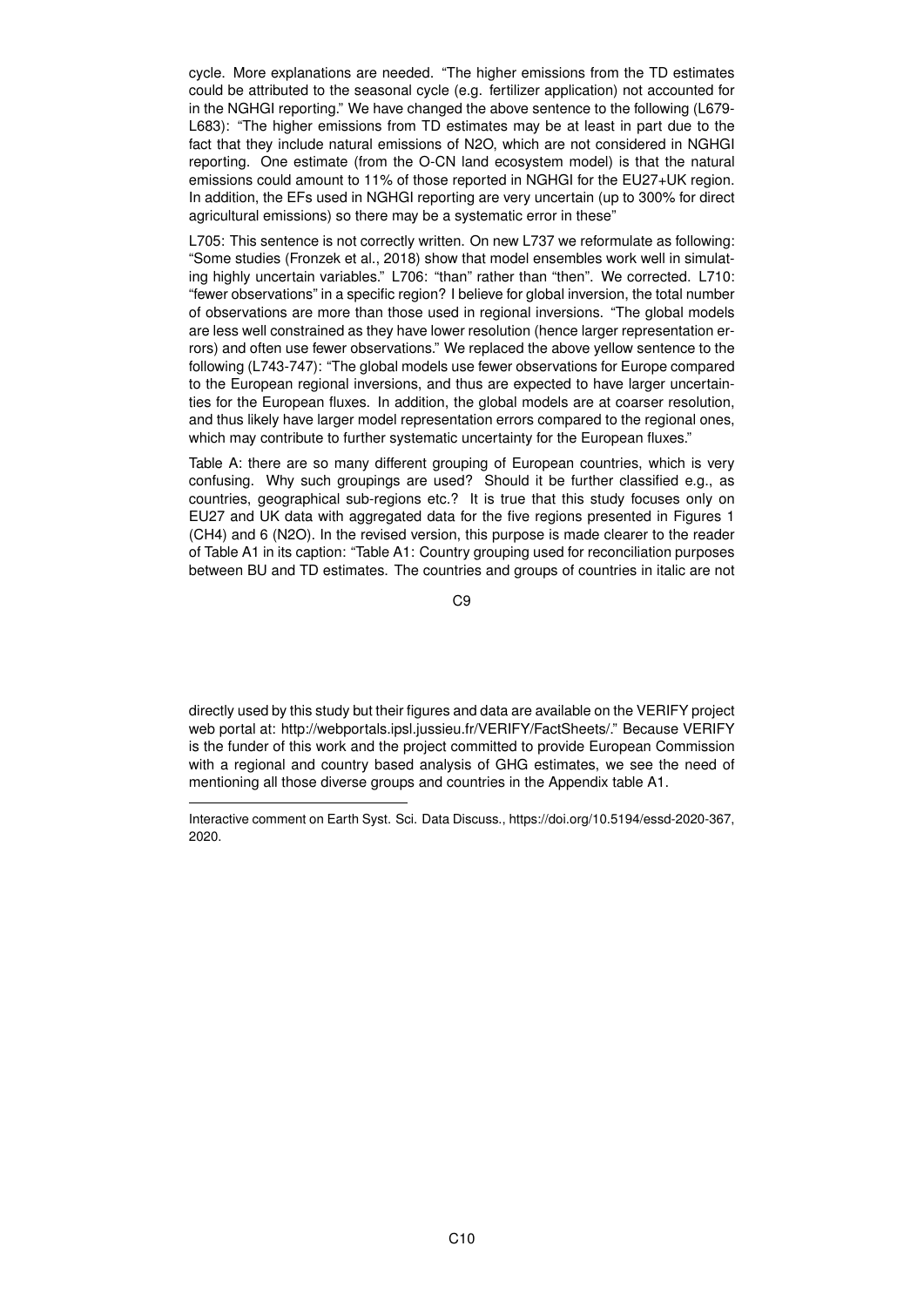cycle. More explanations are needed. "The higher emissions from the TD estimates could be attributed to the seasonal cycle (e.g. fertilizer application) not accounted for in the NGHGI reporting." We have changed the above sentence to the following (L679-L683): "The higher emissions from TD estimates may be at least in part due to the fact that they include natural emissions of $N_2O$, which are not considered in NGHGI reporting. One estimate (from the O-CN land ecosystem model) is that the natural emissions could amount to 11% of those reported in NGHGI for the EU27+UK region. In addition, the EFs used in NGHGI reporting are very uncertain (up to 300% for direct agricultural emissions) so there may be a systematic error in these"

L705: This sentence is not correctly written. On new L737 we reformulate as following: "Some studies (Fronzek et al., 2018) show that model ensembles work well in simulating highly uncertain variables." L706: "than" rather than "then". We corrected. L710: "fewer observations" in a specific region? I believe for global inversion, the total number of observations are more than those used in regional inversions. "The global models are less well constrained as they have lower resolution (hence larger representation errors) and often use fewer observations." We replaced the above yellow sentence to the following (L743-747): "The global models use fewer observations for Europe compared to the European regional inversions, and thus are expected to have larger uncertainties for the European fluxes. In addition, the global models are at coarser resolution, and thus likely have larger model representation errors compared to the regional ones, which may contribute to further systematic uncertainty for the European fluxes."

Table A: there are so many different grouping of European countries, which is very confusing. Why such groupings are used? Should it be further classified e.g., as countries, geographical sub-regions etc.? It is true that this study focuses only on EU27 and UK data with aggregated data for the five regions presented in Figures 1 ($CH_4$) and 6 ($N_2O$). In the revised version, this purpose is made clearer to the reader of Table A1 in its caption: "Table A1: Country grouping used for reconciliation purposes between BU and TD estimates. The countries and groups of countries in italic are not directly used by this study but their figures and data are available on the VERIFY project web portal at: http://webportals.ipsl.jussieu.fr/VERIFY/FactSheets/." Because VERIFY is the funder of this work and the project committed to provide European Commission with a regional and country based analysis of GHG estimates, we see the need of mentioning all those diverse groups and countries in the Appendix table A1.

---

Interactive comment on Earth Syst. Sci. Data Discuss., https://doi.org/10.5194/essd-2020-367, 2020.